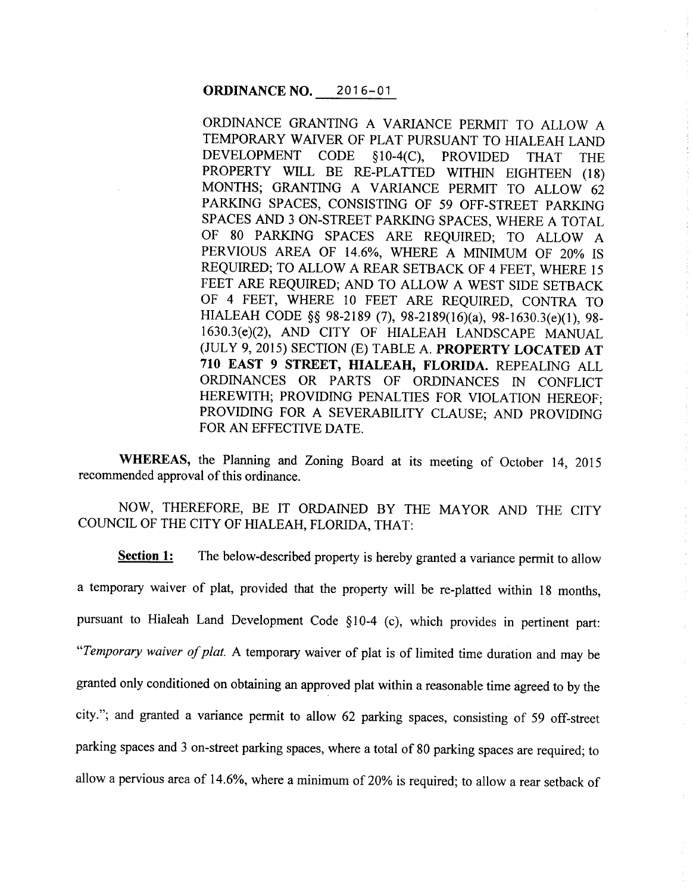**ORDINANCE NO. 2016-01**

ORDINANCE GRANTING A VARIANCE PERMIT TO ALLOW A TEMPORARY WAIVER OF PLAT PURSUANT TO HIALEAH LAND DEVELOPMENT CODE §10-4(C), PROVIDED THAT THE PROPERTY WILL BE RE-PLATTED WITHIN EIGHTEEN (18) MONTHS; GRANTING A VARIANCE PERMIT TO ALLOW 62 PARKING SPACES, CONSISTING OF 59 OFF-STREET PARKING SPACES AND 3 ON-STREET PARKING SPACES, WHERE A TOTAL OF 80 PARKING SPACES ARE REQUIRED; TO ALLOW A PERVIOUS AREA OF 14.6%, WHERE A MINIMUM OF 20% IS REQUIRED; TO ALLOW A REAR SETBACK OF 4 FEET, WHERE 15 FEET ARE REQUIRED; AND TO ALLOW A WEST SIDE SETBACK OF 4 FEET, WHERE 10 FEET ARE REQUIRED, CONTRA TO HIALEAH CODE §§ 98-2189 (7), 98-2189(16)(a), 98-1630.3(e)(1), 98-1630.3(e)(2), AND CITY OF HIALEAH LANDSCAPE MANUAL (JULY 9, 2015) SECTION (E) TABLE A. **PROPERTY LOCATED AT 710 EAST 9 STREET, HIALEAH, FLORIDA.** REPEALING ALL ORDINANCES OR PARTS OF ORDINANCES IN CONFLICT HEREWITH; PROVIDING PENALTIES FOR VIOLATION HEREOF; PROVIDING FOR A SEVERABILITY CLAUSE; AND PROVIDING FOR AN EFFECTIVE DATE.

**WHEREAS,** the Planning and Zoning Board at its meeting of October 14, 2015 recommended approval of this ordinance.

NOW, THEREFORE, BE IT ORDAINED BY THE MAYOR AND THE CITY COUNCIL OF THE CITY OF HIALEAH, FLORIDA, THAT:

**Section 1:** The below-described property is hereby granted a variance permit to allow a temporary waiver of plat, provided that the property will be re-platted within 18 months, pursuant to Hialeah Land Development Code §10-4 (c), which provides in pertinent part: "*Temporary waiver of plat.* A temporary waiver of plat is of limited time duration and may be granted only conditioned on obtaining an approved plat within a reasonable time agreed to by the city."; and granted a variance permit to allow 62 parking spaces, consisting of 59 off-street parking spaces and 3 on-street parking spaces, where a total of 80 parking spaces are required; to allow a pervious area of 14.6%, where a minimum of 20% is required; to allow a rear setback of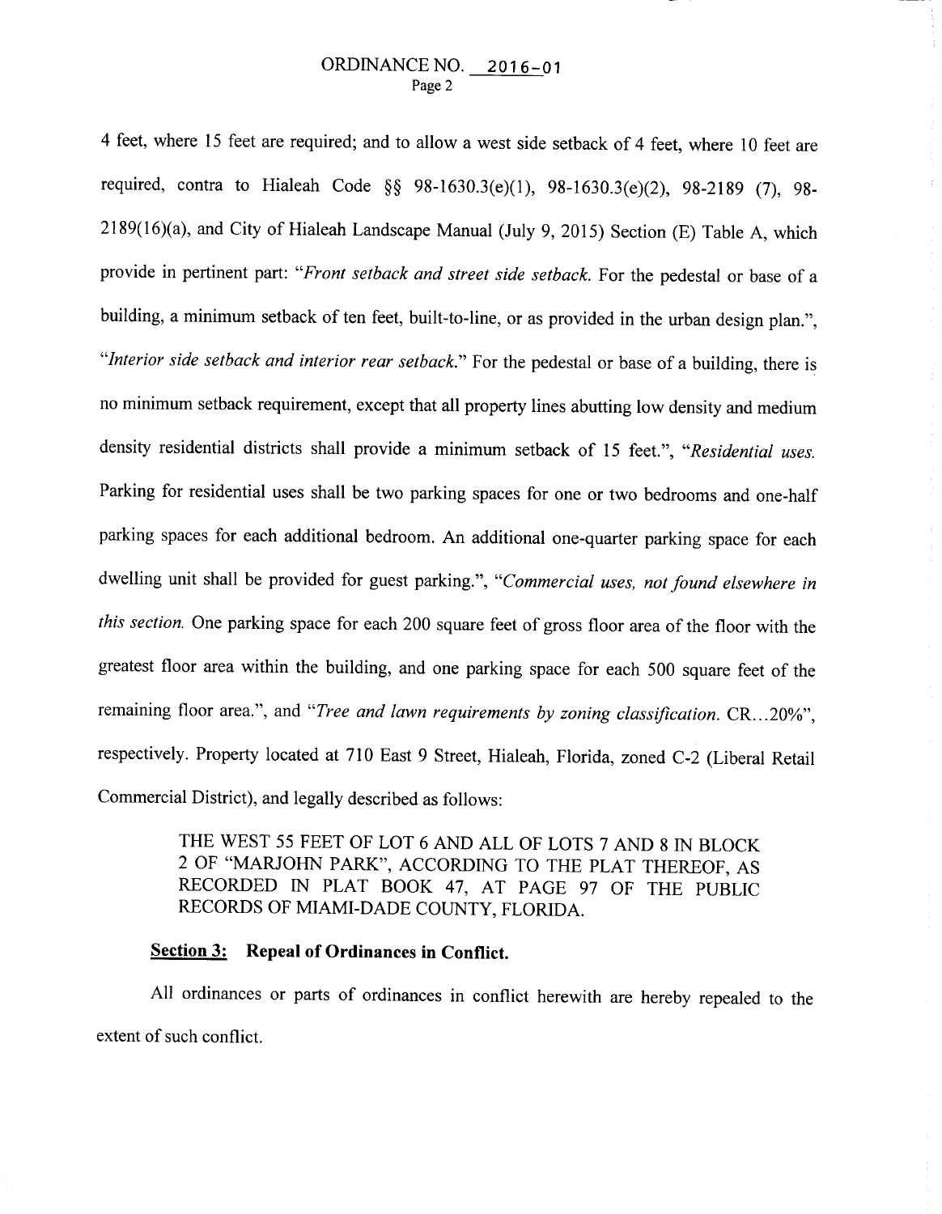4 feet, where 15 feet are required; and to allow a west side setback of 4 feet, where 10 feet are required, contra to Hialeah Code §§ 98-1630.3(e)(1), 98-1630.3(e)(2), 98-2189 (7), 98-2189(16)(a), and City of Hialeah Landscape Manual (July 9, 2015) Section (E) Table A, which provide in pertinent part: "*Front setback and street side setback.* For the pedestal or base of a building, a minimum setback of ten feet, built-to-line, or as provided in the urban design plan.", "*Interior side setback and interior rear setback.*" For the pedestal or base of a building, there is no minimum setback requirement, except that all property lines abutting low density and medium density residential districts shall provide a minimum setback of 15 feet.", "*Residential uses.* Parking for residential uses shall be two parking spaces for one or two bedrooms and one-half parking spaces for each additional bedroom. An additional one-quarter parking space for each dwelling unit shall be provided for guest parking.", "*Commercial uses, not found elsewhere in this section.* One parking space for each 200 square feet of gross floor area of the floor with the greatest floor area within the building, and one parking space for each 500 square feet of the remaining floor area.", and "*Tree and lawn requirements by zoning classification.* CR...20%", respectively. Property located at 710 East 9 Street, Hialeah, Florida, zoned C-2 (Liberal Retail Commercial District), and legally described as follows:

> THE WEST 55 FEET OF LOT 6 AND ALL OF LOTS 7 AND 8 IN BLOCK 2 OF "MARJOHN PARK", ACCORDING TO THE PLAT THEREOF, AS RECORDED IN PLAT BOOK 47, AT PAGE 97 OF THE PUBLIC RECORDS OF MIAMI-DADE COUNTY, FLORIDA.

**Section 3: Repeal of Ordinances in Conflict.**

All ordinances or parts of ordinances in conflict herewith are hereby repealed to the extent of such conflict.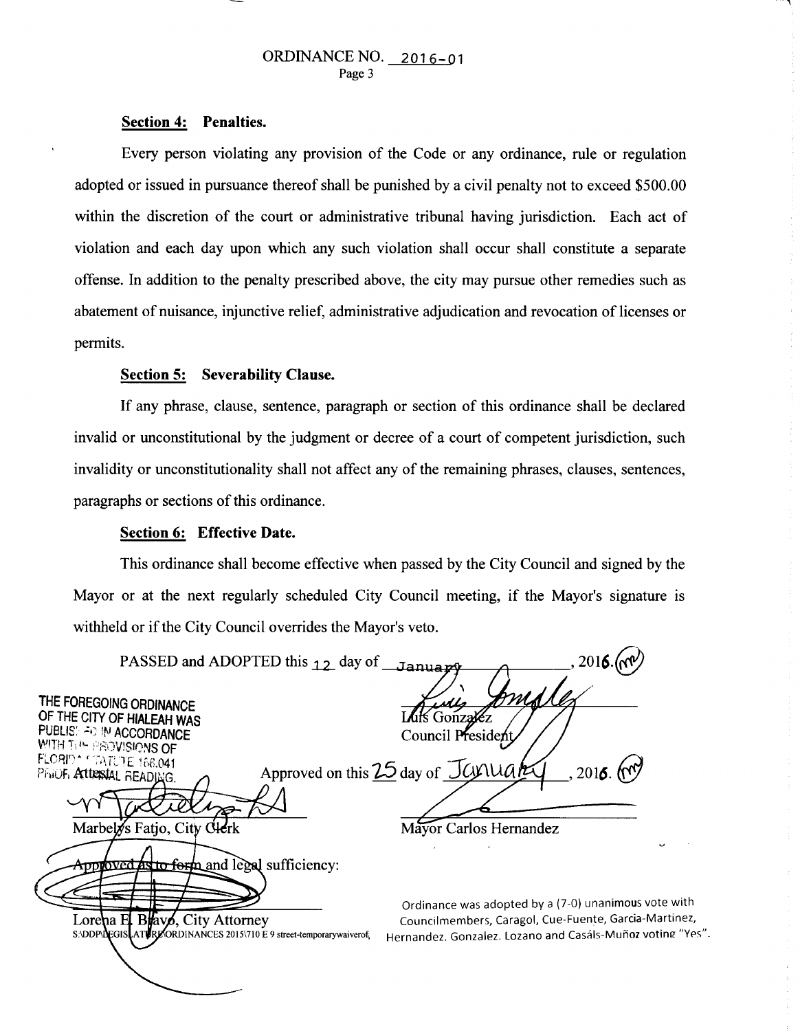ORDINANCE NO. 2016-01

**Section 4: Penalties.**

Every person violating any provision of the Code or any ordinance, rule or regulation adopted or issued in pursuance thereof shall be punished by a civil penalty not to exceed $500.00 within the discretion of the court or administrative tribunal having jurisdiction. Each act of violation and each day upon which any such violation shall occur shall constitute a separate offense. In addition to the penalty prescribed above, the city may pursue other remedies such as abatement of nuisance, injunctive relief, administrative adjudication and revocation of licenses or permits.

**Section 5: Severability Clause.**

If any phrase, clause, sentence, paragraph or section of this ordinance shall be declared invalid or unconstitutional by the judgment or decree of a court of competent jurisdiction, such invalidity or unconstitutionality shall not affect any of the remaining phrases, clauses, sentences, paragraphs or sections of this ordinance.

**Section 6: Effective Date.**

This ordinance shall become effective when passed by the City Council and signed by the Mayor or at the next regularly scheduled City Council meeting, if the Mayor's signature is withheld or if the City Council overrides the Mayor's veto.

PASSED and ADOPTED this 12 day of January, 2016.

Luis Gonzalez
Council President

THE FOREGOING ORDINANCE OF THE CITY OF HIALEAH WAS PUBLISHED IN ACCORDANCE WITH THE PROVISIONS OF FLORIDA STATUTE 166.041 PRIOR TO FINAL READING.

Attest:

Approved on this 25 day of January, 2016.

Marbelys Fatjo, City Clerk

Mayor Carlos Hernandez

Approved as to form and legal sufficiency:

Lorena E. Bravo, City Attorney

S:\DDP\LEGISLATURE\ORDINANCES 2015\710 E 9 street-temporarywaiverof

Ordinance was adopted by a (7-0) unanimous vote with Councilmembers, Caragol, Cue-Fuente, Garcia-Martinez, Hernandez, Gonzalez, Lozano and Casáls-Muñoz voting "Yes".